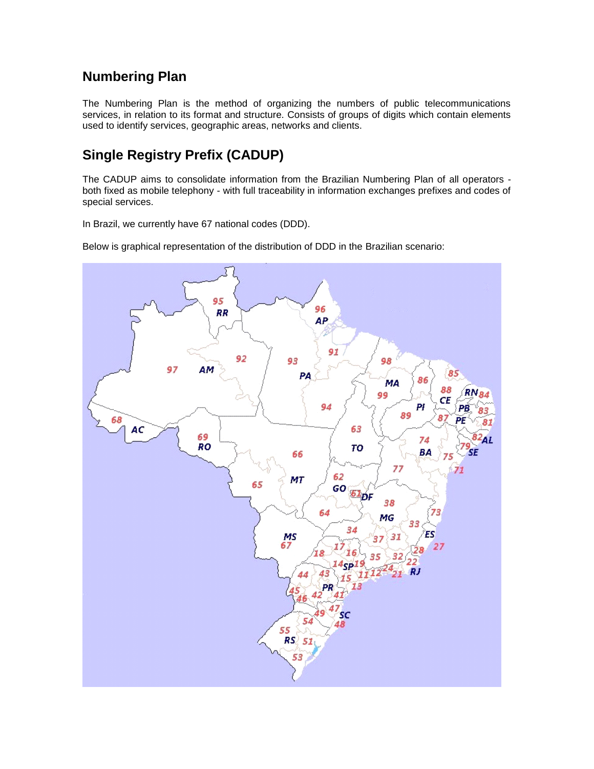## Numbering Plan

The Numbering Plan is the method of organizing the numbers of public telecommunications services, in relation to its format and structure. Consists of groups of digits which contain elements used to identify services, geographic areas, networks and clients.

## Single Registry Prefix (CADUP)

The CADUP aims to consolidate information from the Brazilian Numbering Plan of all operators - both fixed as mobile telephony - with full traceability in information exchanges prefixes and codes of special services.

In Brazil, we currently have 67 national codes (DDD).

Below is graphical representation of the distribution of DDD in the Brazilian scenario: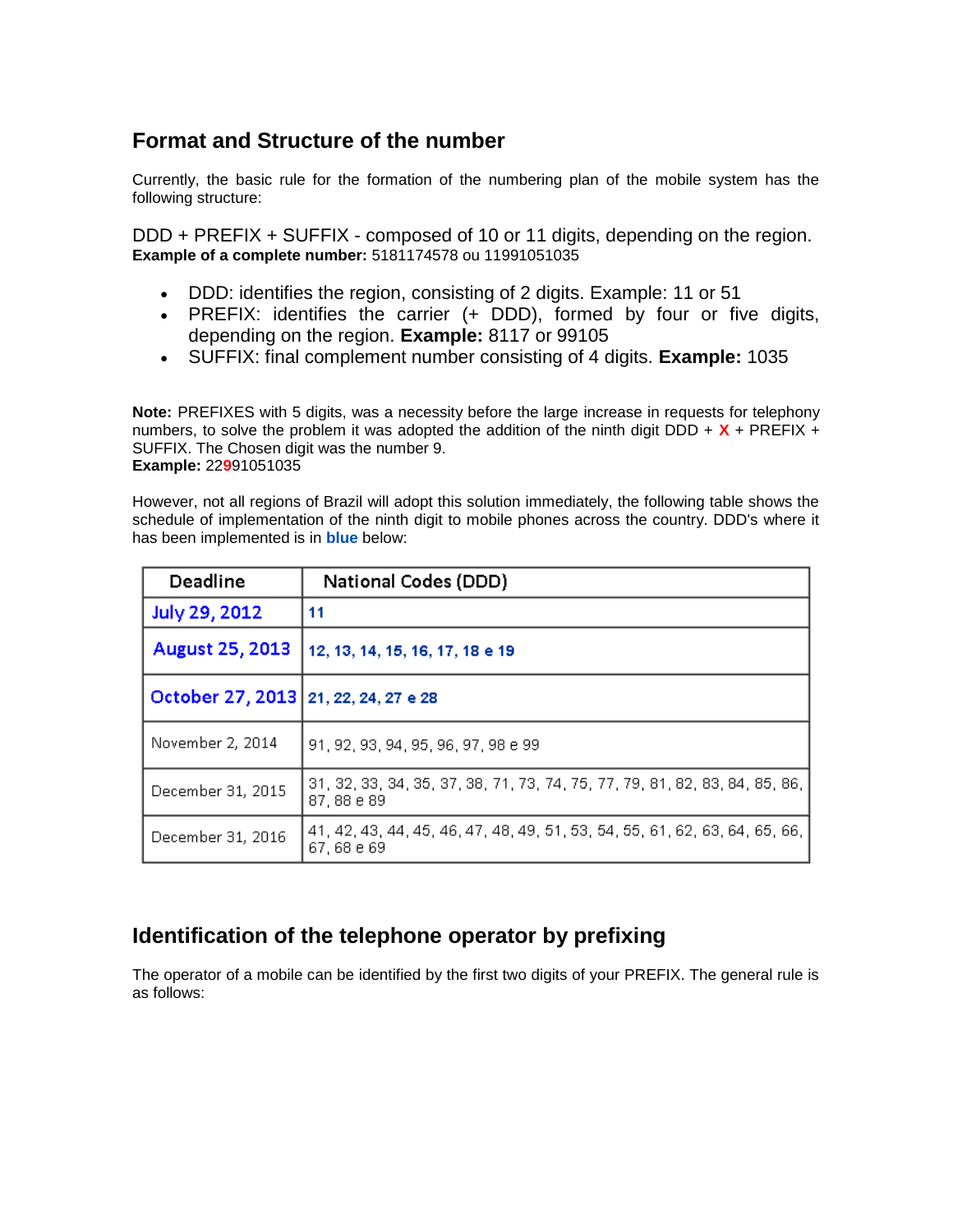## Format and Structure of the number

Currently, the basic rule for the formation of the numbering plan of the mobile system has the following structure:

DDD + PREFIX + SUFFIX - composed of 10 or 11 digits, depending on the region.
**Example of a complete number:** 5181174578 ou 11991051035

- DDD: identifies the region, consisting of 2 digits. Example: 11 or 51
- PREFIX: identifies the carrier (+ DDD), formed by four or five digits, depending on the region. **Example:** 8117 or 99105
- SUFFIX: final complement number consisting of 4 digits. **Example:** 1035

**Note:** PREFIXES with 5 digits, was a necessity before the large increase in requests for telephony numbers, to solve the problem it was adopted the addition of the ninth digit DDD + **X** + PREFIX + SUFFIX. The Chosen digit was the number 9.
**Example:** 22**9**91051035

However, not all regions of Brazil will adopt this solution immediately, the following table shows the schedule of implementation of the ninth digit to mobile phones across the country. DDD's where it has been implemented is in **blue** below:

| Deadline | National Codes (DDD) |
|---|---|
| July 29, 2012 | 11 |
| August 25, 2013 | 12, 13, 14, 15, 16, 17, 18 e 19 |
| October 27, 2013 | 21, 22, 24, 27 e 28 |
| November 2, 2014 | 91, 92, 93, 94, 95, 96, 97, 98 e 99 |
| December 31, 2015 | 31, 32, 33, 34, 35, 37, 38, 71, 73, 74, 75, 77, 79, 81, 82, 83, 84, 85, 86, 87, 88 e 89 |
| December 31, 2016 | 41, 42, 43, 44, 45, 46, 47, 48, 49, 51, 53, 54, 55, 61, 62, 63, 64, 65, 66, 67, 68 e 69 |

## Identification of the telephone operator by prefixing

The operator of a mobile can be identified by the first two digits of your PREFIX. The general rule is as follows: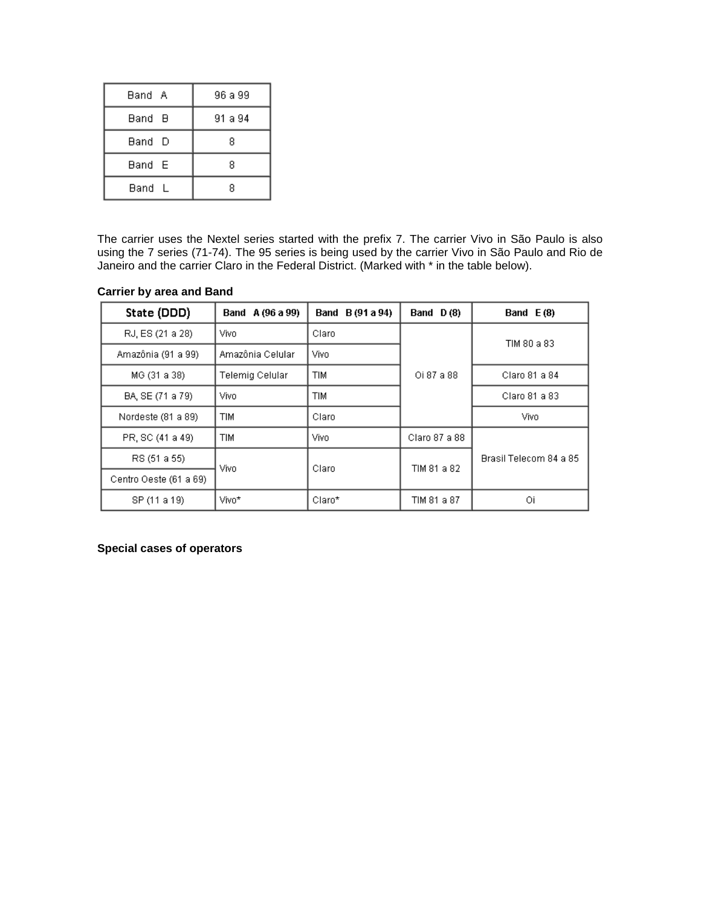| Band A | 96 a 99 |
|---|---|
| Band B | 91 a 94 |
| Band D | 8 |
| Band E | 8 |
| Band L | 8 |

The carrier uses the Nextel series started with the prefix 7. The carrier Vivo in São Paulo is also using the 7 series (71-74). The 95 series is being used by the carrier Vivo in São Paulo and Rio de Janeiro and the carrier Claro in the Federal District. (Marked with * in the table below).

**Carrier by area and Band**

| State (DDD) | Band A (96 a 99) | Band B (91 a 94) | Band D (8) | Band E (8) |
|---|---|---|---|---|
| RJ, ES (21 a 28) | Vivo | Claro | Oi 87 a 88 | TIM 80 a 83 |
| Amazônia (91 a 99) | Amazônia Celular | Vivo | | |
| MG (31 a 38) | Telemig Celular | TIM | | Claro 81 a 84 |
| BA, SE (71 a 79) | Vivo | TIM | | Claro 81 a 83 |
| Nordeste (81 a 89) | TIM | Claro | | Vivo |
| PR, SC (41 a 49) | TIM | Vivo | Claro 87 a 88 | Brasil Telecom 84 a 85 |
| RS (51 a 55) | Vivo | Claro | TIM 81 a 82 | |
| Centro Oeste (61 a 69) | | | | |
| SP (11 a 19) | Vivo* | Claro* | TIM 81 a 87 | Oi |

**Special cases of operators**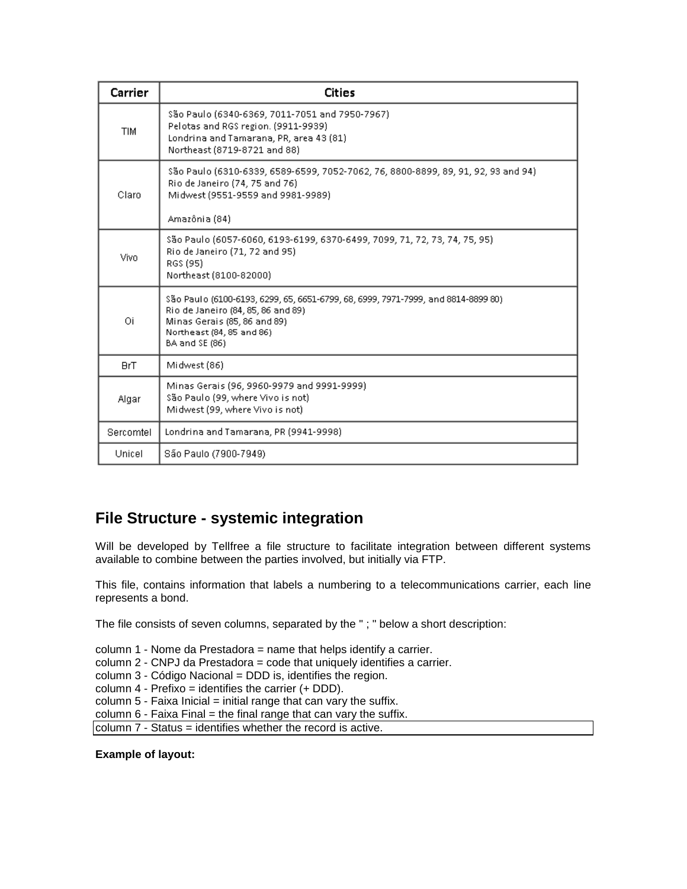| Carrier | Cities |
|---|---|
| TIM | São Paulo (6340-6369, 7011-7051 and 7950-7967)<br>Pelotas and RGS region. (9911-9939)<br>Londrina and Tamarana, PR, area 43 (81)<br>Northeast (8719-8721 and 88) |
| Claro | São Paulo (6310-6339, 6589-6599, 7052-7062, 76, 8800-8899, 89, 91, 92, 93 and 94)<br>Rio de Janeiro (74, 75 and 76)<br>Midwest (9551-9559 and 9981-9989)<br><br>Amazônia (84) |
| Vivo | São Paulo (6057-6060, 6193-6199, 6370-6499, 7099, 71, 72, 73, 74, 75, 95)<br>Rio de Janeiro (71, 72 and 95)<br>RGS (95)<br>Northeast (8100-82000) |
| Oi | São Paulo (6100-6193, 6299, 65, 6651-6799, 68, 6999, 7971-7999, and 8814-8899 80)<br>Rio de Janeiro (84, 85, 86 and 89)<br>Minas Gerais (85, 86 and 89)<br>Northeast (84, 85 and 86)<br>BA and SE (86) |
| BrT | Midwest (86) |
| Algar | Minas Gerais (96, 9960-9979 and 9991-9999)<br>São Paulo (99, where Vivo is not)<br>Midwest (99, where Vivo is not) |
| Sercomtel | Londrina and Tamarana, PR (9941-9998) |
| Unicel | São Paulo (7900-7949) |

## File Structure - systemic integration

Will be developed by Tellfree a file structure to facilitate integration between different systems available to combine between the parties involved, but initially via FTP.

This file, contains information that labels a numbering to a telecommunications carrier, each line represents a bond.

The file consists of seven columns, separated by the " ; " below a short description:

column 1 - Nome da Prestadora = name that helps identify a carrier.
column 2 - CNPJ da Prestadora = code that uniquely identifies a carrier.
column 3 - Código Nacional = DDD is, identifies the region.
column 4 - Prefixo = identifies the carrier (+ DDD).
column 5 - Faixa Inicial = initial range that can vary the suffix.
column 6 - Faixa Final = the final range that can vary the suffix.
column 7 - Status = identifies whether the record is active.

**Example of layout:**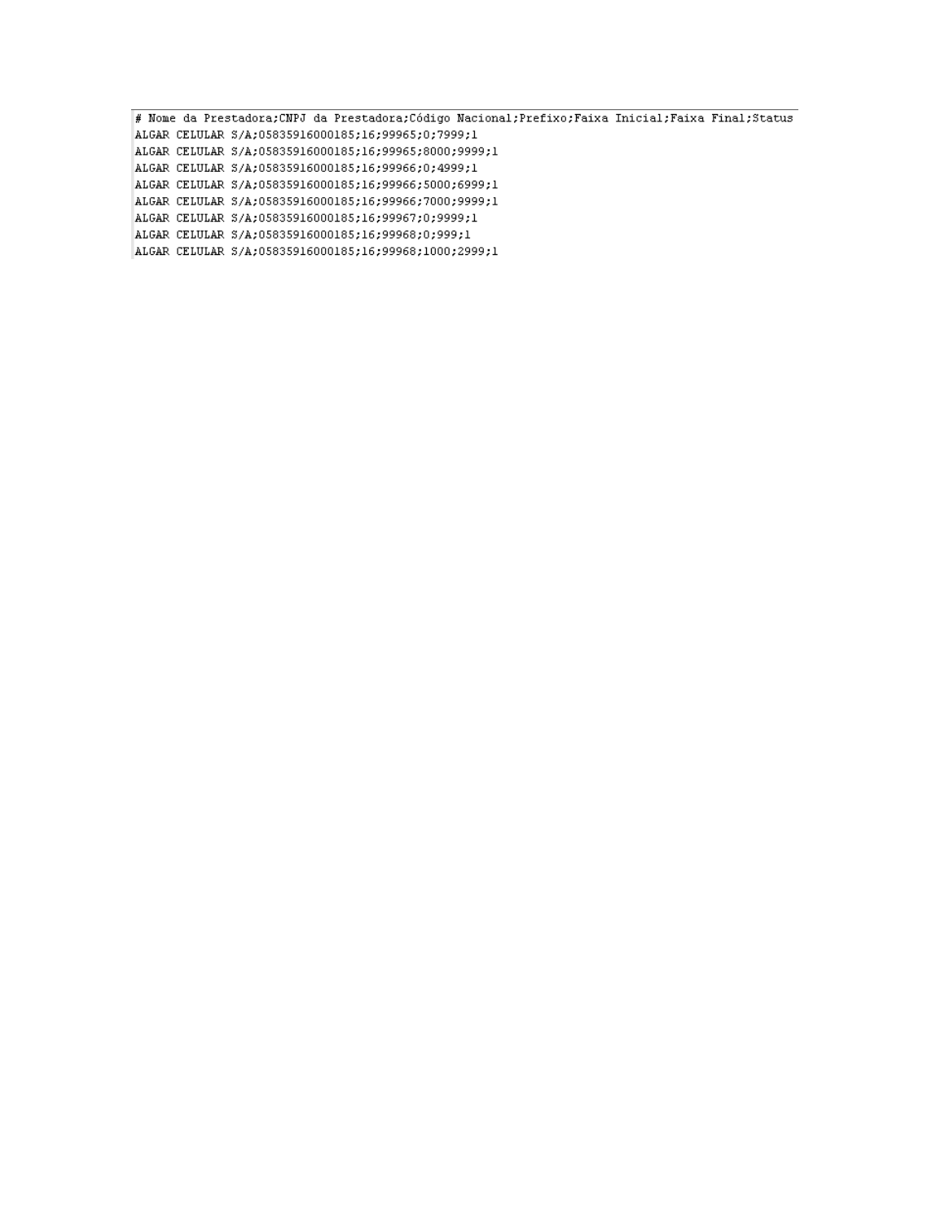```
# Nome da Prestadora;CNPJ da Prestadora;Código Nacional;Prefixo;Faixa Inicial;Faixa Final;Status
ALGAR CELULAR S/A;05835916000185;16;99965;0;7999;1
ALGAR CELULAR S/A;05835916000185;16;99965;8000;9999;1
ALGAR CELULAR S/A;05835916000185;16;99966;0;4999;1
ALGAR CELULAR S/A;05835916000185;16;99966;5000;6999;1
ALGAR CELULAR S/A;05835916000185;16;99966;7000;9999;1
ALGAR CELULAR S/A;05835916000185;16;99967;0;9999;1
ALGAR CELULAR S/A;05835916000185;16;99968;0;999;1
ALGAR CELULAR S/A;05835916000185;16;99968;1000;2999;1
```